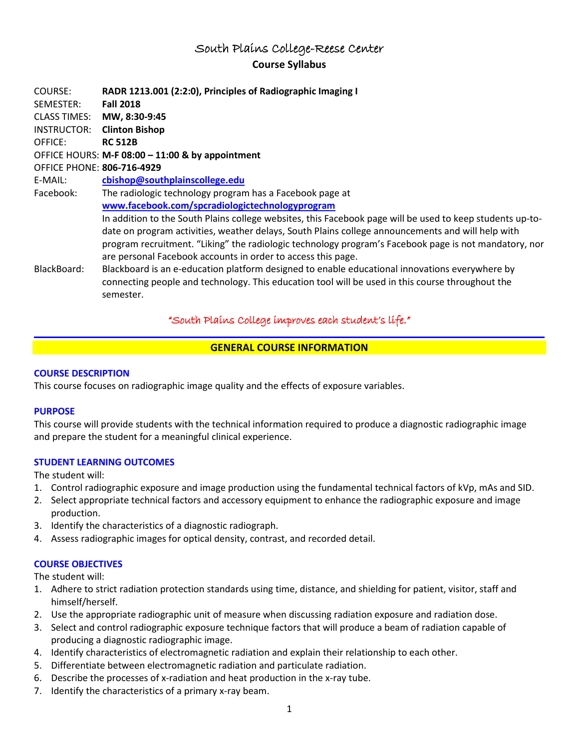# South Plains College-Reese Center

## Course Syllabus

COURSE: **RADR 1213.001 (2:2:0), Principles of Radiographic Imaging I**
SEMESTER: **Fall 2018**
CLASS TIMES: **MW, 8:30-9:45**
INSTRUCTOR: **Clinton Bishop**
OFFICE: **RC 512B**
OFFICE HOURS: **M-F 08:00 – 11:00 & by appointment**
OFFICE PHONE: **806-716-4929**
E-MAIL: **cbishop@southplainscollege.edu**
Facebook: The radiologic technology program has a Facebook page at **www.facebook.com/spcradiologictechnologyprogram**
In addition to the South Plains college websites, this Facebook page will be used to keep students up-to-date on program activities, weather delays, South Plains college announcements and will help with program recruitment. "Liking" the radiologic technology program's Facebook page is not mandatory, nor are personal Facebook accounts in order to access this page.
BlackBoard: Blackboard is an e-education platform designed to enable educational innovations everywhere by connecting people and technology. This education tool will be used in this course throughout the semester.

"South Plains College improves each student's life."

## GENERAL COURSE INFORMATION

### COURSE DESCRIPTION

This course focuses on radiographic image quality and the effects of exposure variables.

### PURPOSE

This course will provide students with the technical information required to produce a diagnostic radiographic image and prepare the student for a meaningful clinical experience.

### STUDENT LEARNING OUTCOMES

The student will:

1. Control radiographic exposure and image production using the fundamental technical factors of kVp, mAs and SID.
2. Select appropriate technical factors and accessory equipment to enhance the radiographic exposure and image production.
3. Identify the characteristics of a diagnostic radiograph.
4. Assess radiographic images for optical density, contrast, and recorded detail.

### COURSE OBJECTIVES

The student will:

1. Adhere to strict radiation protection standards using time, distance, and shielding for patient, visitor, staff and himself/herself.
2. Use the appropriate radiographic unit of measure when discussing radiation exposure and radiation dose.
3. Select and control radiographic exposure technique factors that will produce a beam of radiation capable of producing a diagnostic radiographic image.
4. Identify characteristics of electromagnetic radiation and explain their relationship to each other.
5. Differentiate between electromagnetic radiation and particulate radiation.
6. Describe the processes of x-radiation and heat production in the x-ray tube.
7. Identify the characteristics of a primary x-ray beam.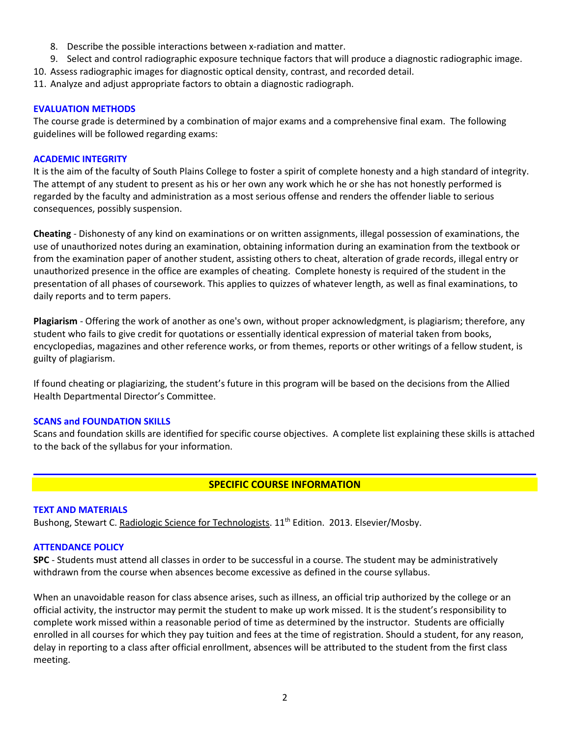8. Describe the possible interactions between x-radiation and matter.
9. Select and control radiographic exposure technique factors that will produce a diagnostic radiographic image.
10. Assess radiographic images for diagnostic optical density, contrast, and recorded detail.
11. Analyze and adjust appropriate factors to obtain a diagnostic radiograph.

### EVALUATION METHODS

The course grade is determined by a combination of major exams and a comprehensive final exam. The following guidelines will be followed regarding exams:

### ACADEMIC INTEGRITY

It is the aim of the faculty of South Plains College to foster a spirit of complete honesty and a high standard of integrity. The attempt of any student to present as his or her own any work which he or she has not honestly performed is regarded by the faculty and administration as a most serious offense and renders the offender liable to serious consequences, possibly suspension.

**Cheating** - Dishonesty of any kind on examinations or on written assignments, illegal possession of examinations, the use of unauthorized notes during an examination, obtaining information during an examination from the textbook or from the examination paper of another student, assisting others to cheat, alteration of grade records, illegal entry or unauthorized presence in the office are examples of cheating. Complete honesty is required of the student in the presentation of all phases of coursework. This applies to quizzes of whatever length, as well as final examinations, to daily reports and to term papers.

**Plagiarism** - Offering the work of another as one's own, without proper acknowledgment, is plagiarism; therefore, any student who fails to give credit for quotations or essentially identical expression of material taken from books, encyclopedias, magazines and other reference works, or from themes, reports or other writings of a fellow student, is guilty of plagiarism.

If found cheating or plagiarizing, the student's future in this program will be based on the decisions from the Allied Health Departmental Director's Committee.

### SCANS and FOUNDATION SKILLS

Scans and foundation skills are identified for specific course objectives. A complete list explaining these skills is attached to the back of the syllabus for your information.

## SPECIFIC COURSE INFORMATION

### TEXT AND MATERIALS

Bushong, Stewart C. Radiologic Science for Technologists. 11th Edition. 2013. Elsevier/Mosby.

### ATTENDANCE POLICY

**SPC** - Students must attend all classes in order to be successful in a course. The student may be administratively withdrawn from the course when absences become excessive as defined in the course syllabus.

When an unavoidable reason for class absence arises, such as illness, an official trip authorized by the college or an official activity, the instructor may permit the student to make up work missed. It is the student's responsibility to complete work missed within a reasonable period of time as determined by the instructor. Students are officially enrolled in all courses for which they pay tuition and fees at the time of registration. Should a student, for any reason, delay in reporting to a class after official enrollment, absences will be attributed to the student from the first class meeting.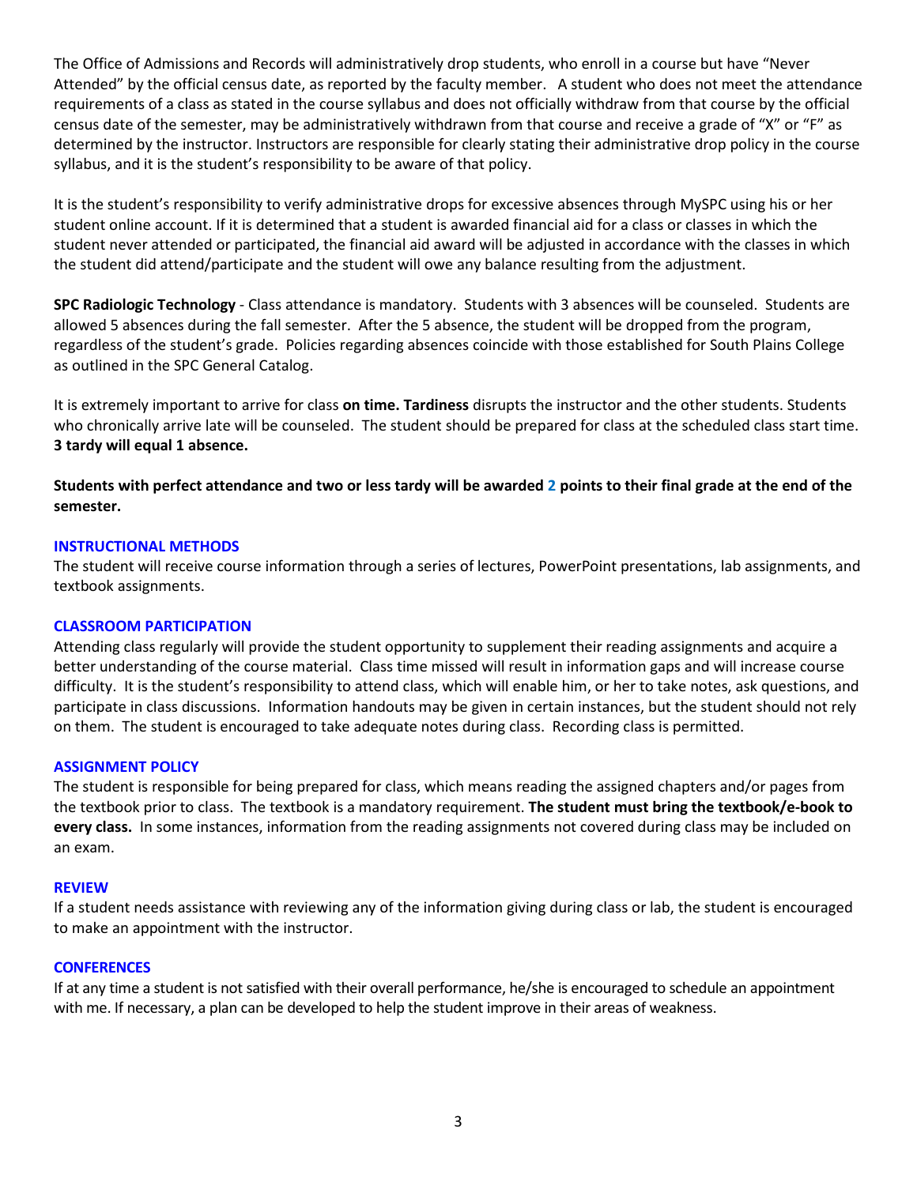The Office of Admissions and Records will administratively drop students, who enroll in a course but have "Never Attended" by the official census date, as reported by the faculty member. A student who does not meet the attendance requirements of a class as stated in the course syllabus and does not officially withdraw from that course by the official census date of the semester, may be administratively withdrawn from that course and receive a grade of "X" or "F" as determined by the instructor. Instructors are responsible for clearly stating their administrative drop policy in the course syllabus, and it is the student's responsibility to be aware of that policy.

It is the student's responsibility to verify administrative drops for excessive absences through MySPC using his or her student online account. If it is determined that a student is awarded financial aid for a class or classes in which the student never attended or participated, the financial aid award will be adjusted in accordance with the classes in which the student did attend/participate and the student will owe any balance resulting from the adjustment.

**SPC Radiologic Technology** - Class attendance is mandatory. Students with 3 absences will be counseled. Students are allowed 5 absences during the fall semester. After the 5 absence, the student will be dropped from the program, regardless of the student's grade. Policies regarding absences coincide with those established for South Plains College as outlined in the SPC General Catalog.

It is extremely important to arrive for class **on time. Tardiness** disrupts the instructor and the other students. Students who chronically arrive late will be counseled. The student should be prepared for class at the scheduled class start time. **3 tardy will equal 1 absence.**

**Students with perfect attendance and two or less tardy will be awarded 2 points to their final grade at the end of the semester.**

## INSTRUCTIONAL METHODS

The student will receive course information through a series of lectures, PowerPoint presentations, lab assignments, and textbook assignments.

## CLASSROOM PARTICIPATION

Attending class regularly will provide the student opportunity to supplement their reading assignments and acquire a better understanding of the course material. Class time missed will result in information gaps and will increase course difficulty. It is the student's responsibility to attend class, which will enable him, or her to take notes, ask questions, and participate in class discussions. Information handouts may be given in certain instances, but the student should not rely on them. The student is encouraged to take adequate notes during class. Recording class is permitted.

## ASSIGNMENT POLICY

The student is responsible for being prepared for class, which means reading the assigned chapters and/or pages from the textbook prior to class. The textbook is a mandatory requirement. **The student must bring the textbook/e-book to every class.** In some instances, information from the reading assignments not covered during class may be included on an exam.

## REVIEW

If a student needs assistance with reviewing any of the information giving during class or lab, the student is encouraged to make an appointment with the instructor.

## CONFERENCES

If at any time a student is not satisfied with their overall performance, he/she is encouraged to schedule an appointment with me. If necessary, a plan can be developed to help the student improve in their areas of weakness.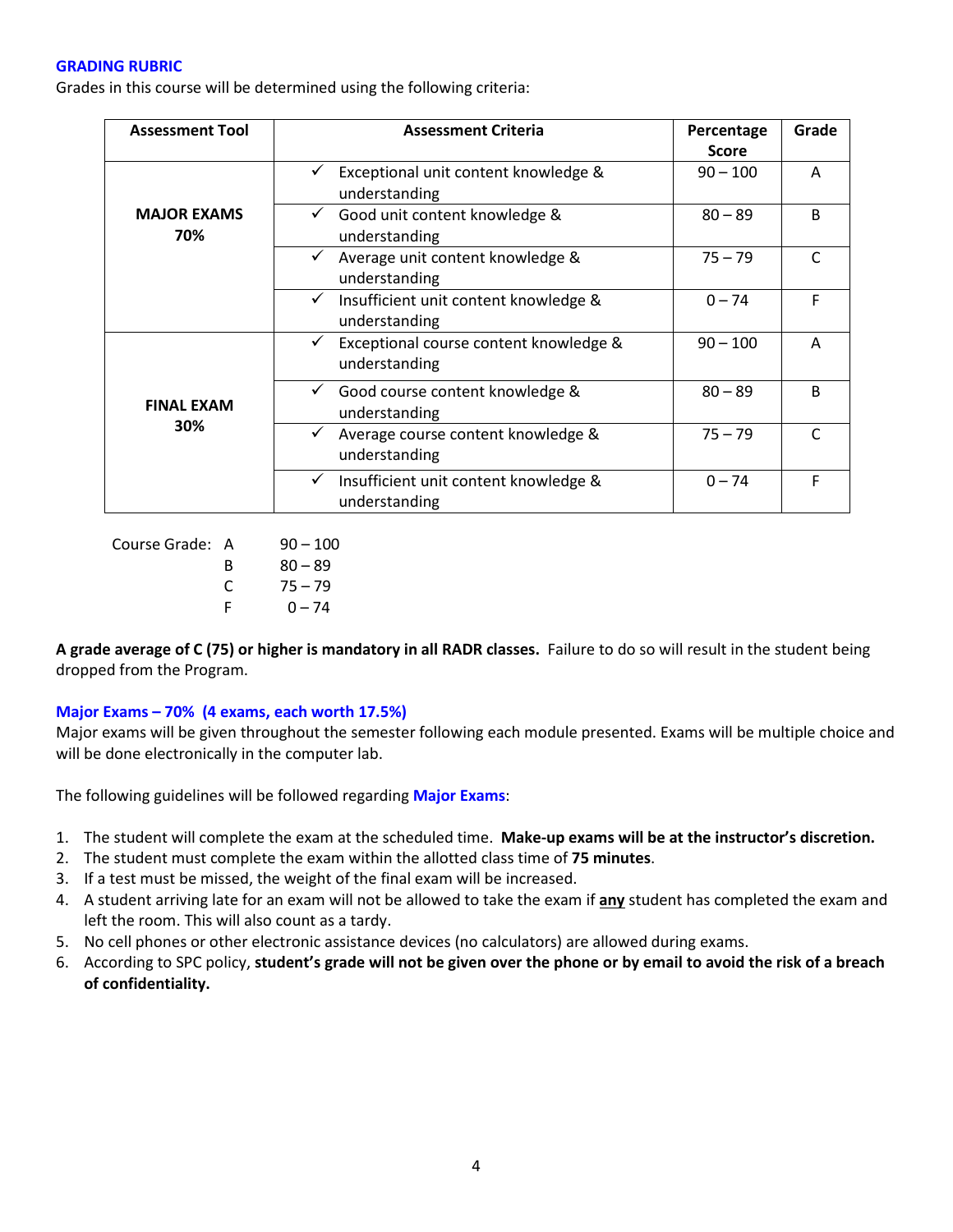## GRADING RUBRIC

Grades in this course will be determined using the following criteria:

| Assessment Tool | Assessment Criteria | Percentage Score | Grade |
|---|---|---|---|
| **MAJOR EXAMS 70%** | ✓ Exceptional unit content knowledge & understanding | 90 – 100 | A |
| | ✓ Good unit content knowledge & understanding | 80 – 89 | B |
| | ✓ Average unit content knowledge & understanding | 75 – 79 | C |
| | ✓ Insufficient unit content knowledge & understanding | 0 – 74 | F |
| **FINAL EXAM 30%** | ✓ Exceptional course content knowledge & understanding | 90 – 100 | A |
| | ✓ Good course content knowledge & understanding | 80 – 89 | B |
| | ✓ Average course content knowledge & understanding | 75 – 79 | C |
| | ✓ Insufficient unit content knowledge & understanding | 0 – 74 | F |

Course Grade:
- A 90 – 100
- B 80 – 89
- C 75 – 79
- F 0 – 74

**A grade average of C (75) or higher is mandatory in all RADR classes.** Failure to do so will result in the student being dropped from the Program.

### Major Exams – 70% (4 exams, each worth 17.5%)

Major exams will be given throughout the semester following each module presented. Exams will be multiple choice and will be done electronically in the computer lab.

The following guidelines will be followed regarding **Major Exams**:

1. The student will complete the exam at the scheduled time. **Make-up exams will be at the instructor's discretion.**
2. The student must complete the exam within the allotted class time of **75 minutes**.
3. If a test must be missed, the weight of the final exam will be increased.
4. A student arriving late for an exam will not be allowed to take the exam if **any** student has completed the exam and left the room. This will also count as a tardy.
5. No cell phones or other electronic assistance devices (no calculators) are allowed during exams.
6. According to SPC policy, **student's grade will not be given over the phone or by email to avoid the risk of a breach of confidentiality.**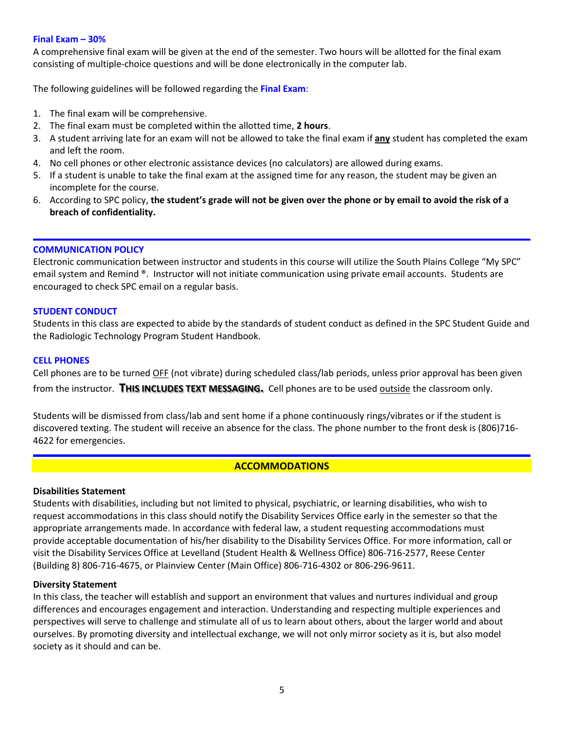### Final Exam – 30%

A comprehensive final exam will be given at the end of the semester. Two hours will be allotted for the final exam consisting of multiple-choice questions and will be done electronically in the computer lab.

The following guidelines will be followed regarding the **Final Exam**:

1. The final exam will be comprehensive.
2. The final exam must be completed within the allotted time, **2 hours**.
3. A student arriving late for an exam will not be allowed to take the final exam if **any** student has completed the exam and left the room.
4. No cell phones or other electronic assistance devices (no calculators) are allowed during exams.
5. If a student is unable to take the final exam at the assigned time for any reason, the student may be given an incomplete for the course.
6. According to SPC policy, **the student's grade will not be given over the phone or by email to avoid the risk of a breach of confidentiality.**

---

### COMMUNICATION POLICY

Electronic communication between instructor and students in this course will utilize the South Plains College "My SPC" email system and Remind ®. Instructor will not initiate communication using private email accounts. Students are encouraged to check SPC email on a regular basis.

### STUDENT CONDUCT

Students in this class are expected to abide by the standards of student conduct as defined in the SPC Student Guide and the Radiologic Technology Program Student Handbook.

### CELL PHONES

Cell phones are to be turned OFF (not vibrate) during scheduled class/lab periods, unless prior approval has been given from the instructor. **THIS INCLUDES TEXT MESSAGING.** Cell phones are to be used outside the classroom only.

Students will be dismissed from class/lab and sent home if a phone continuously rings/vibrates or if the student is discovered texting. The student will receive an absence for the class. The phone number to the front desk is (806)716-4622 for emergencies.

---

## ACCOMMODATIONS

**Disabilities Statement**

Students with disabilities, including but not limited to physical, psychiatric, or learning disabilities, who wish to request accommodations in this class should notify the Disability Services Office early in the semester so that the appropriate arrangements made. In accordance with federal law, a student requesting accommodations must provide acceptable documentation of his/her disability to the Disability Services Office. For more information, call or visit the Disability Services Office at Levelland (Student Health & Wellness Office) 806-716-2577, Reese Center (Building 8) 806-716-4675, or Plainview Center (Main Office) 806-716-4302 or 806-296-9611.

**Diversity Statement**

In this class, the teacher will establish and support an environment that values and nurtures individual and group differences and encourages engagement and interaction. Understanding and respecting multiple experiences and perspectives will serve to challenge and stimulate all of us to learn about others, about the larger world and about ourselves. By promoting diversity and intellectual exchange, we will not only mirror society as it is, but also model society as it should and can be.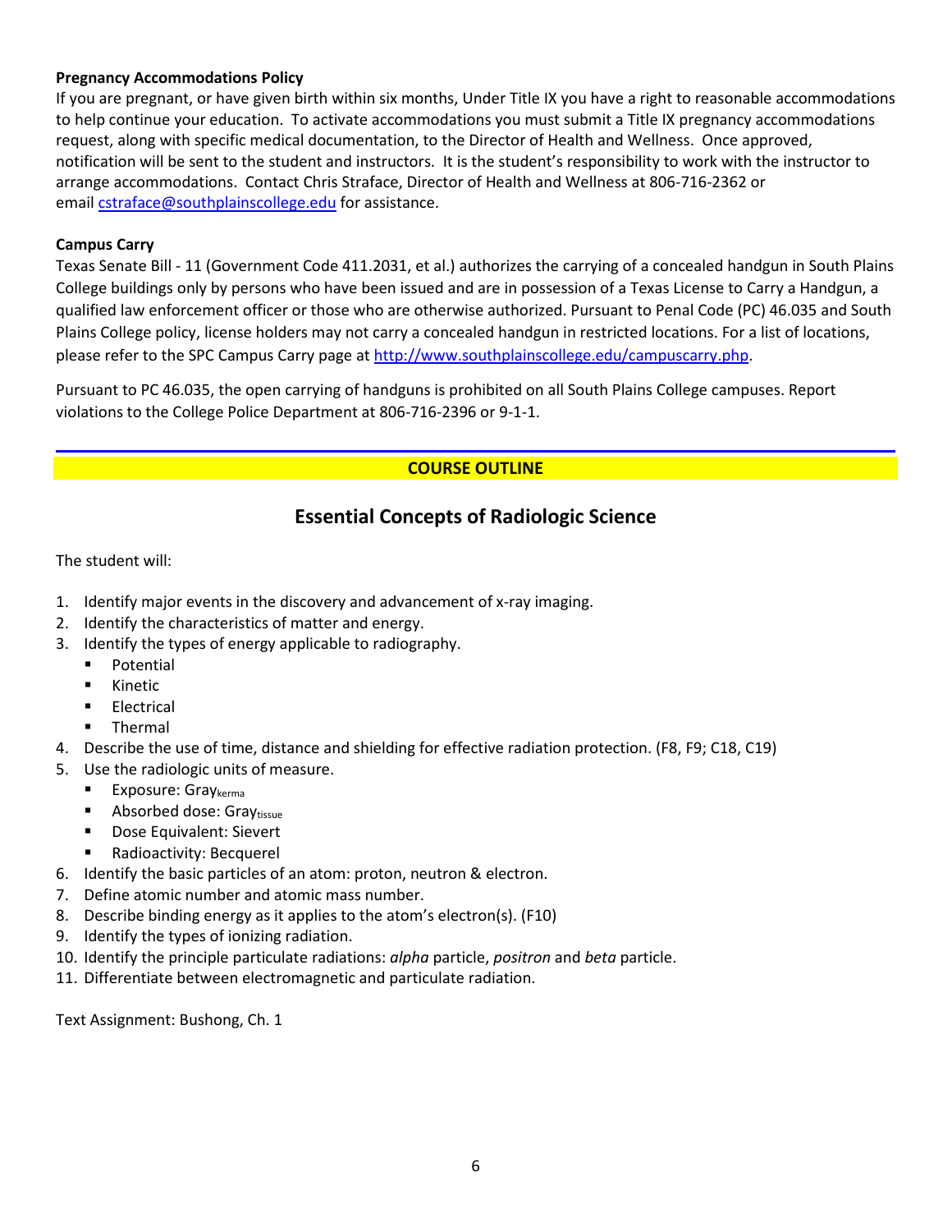**Pregnancy Accommodations Policy**

If you are pregnant, or have given birth within six months, Under Title IX you have a right to reasonable accommodations to help continue your education. To activate accommodations you must submit a Title IX pregnancy accommodations request, along with specific medical documentation, to the Director of Health and Wellness. Once approved, notification will be sent to the student and instructors. It is the student's responsibility to work with the instructor to arrange accommodations. Contact Chris Straface, Director of Health and Wellness at 806-716-2362 or email cstraface@southplainscollege.edu for assistance.

**Campus Carry**

Texas Senate Bill - 11 (Government Code 411.2031, et al.) authorizes the carrying of a concealed handgun in South Plains College buildings only by persons who have been issued and are in possession of a Texas License to Carry a Handgun, a qualified law enforcement officer or those who are otherwise authorized. Pursuant to Penal Code (PC) 46.035 and South Plains College policy, license holders may not carry a concealed handgun in restricted locations. For a list of locations, please refer to the SPC Campus Carry page at http://www.southplainscollege.edu/campuscarry.php.

Pursuant to PC 46.035, the open carrying of handguns is prohibited on all South Plains College campuses. Report violations to the College Police Department at 806-716-2396 or 9-1-1.

---

**COURSE OUTLINE**

## Essential Concepts of Radiologic Science

The student will:

1. Identify major events in the discovery and advancement of x-ray imaging.
2. Identify the characteristics of matter and energy.
3. Identify the types of energy applicable to radiography.
   - Potential
   - Kinetic
   - Electrical
   - Thermal
4. Describe the use of time, distance and shielding for effective radiation protection. (F8, F9; C18, C19)
5. Use the radiologic units of measure.
   - Exposure: $\text{Gray}_{\text{kerma}}$
   - Absorbed dose: $\text{Gray}_{\text{tissue}}$
   - Dose Equivalent: Sievert
   - Radioactivity: Becquerel
6. Identify the basic particles of an atom: proton, neutron & electron.
7. Define atomic number and atomic mass number.
8. Describe binding energy as it applies to the atom's electron(s). (F10)
9. Identify the types of ionizing radiation.
10. Identify the principle particulate radiations: *alpha* particle, *positron* and *beta* particle.
11. Differentiate between electromagnetic and particulate radiation.

Text Assignment: Bushong, Ch. 1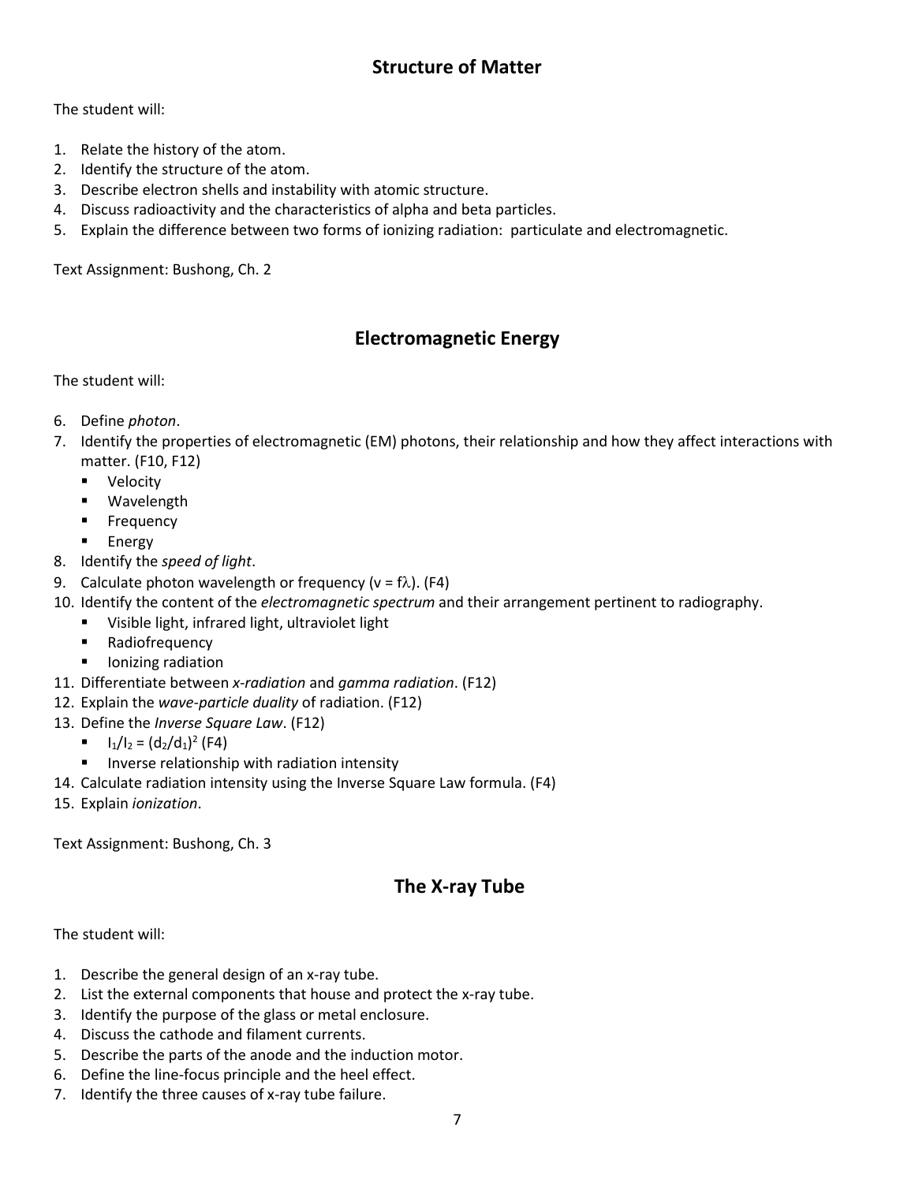## Structure of Matter

The student will:

1. Relate the history of the atom.
2. Identify the structure of the atom.
3. Describe electron shells and instability with atomic structure.
4. Discuss radioactivity and the characteristics of alpha and beta particles.
5. Explain the difference between two forms of ionizing radiation: particulate and electromagnetic.

Text Assignment: Bushong, Ch. 2

## Electromagnetic Energy

The student will:

6. Define *photon*.
7. Identify the properties of electromagnetic (EM) photons, their relationship and how they affect interactions with matter. (F10, F12)
   - Velocity
   - Wavelength
   - Frequency
   - Energy
8. Identify the *speed of light*.
9. Calculate photon wavelength or frequency ($v = f\lambda$). (F4)
10. Identify the content of the *electromagnetic spectrum* and their arrangement pertinent to radiography.
    - Visible light, infrared light, ultraviolet light
    - Radiofrequency
    - Ionizing radiation
11. Differentiate between *x-radiation* and *gamma radiation*. (F12)
12. Explain the *wave-particle duality* of radiation. (F12)
13. Define the *Inverse Square Law*. (F12)
    - $I_1/I_2 = (d_2/d_1)^2$ (F4)
    - Inverse relationship with radiation intensity
14. Calculate radiation intensity using the Inverse Square Law formula. (F4)
15. Explain *ionization*.

Text Assignment: Bushong, Ch. 3

## The X-ray Tube

The student will:

1. Describe the general design of an x-ray tube.
2. List the external components that house and protect the x-ray tube.
3. Identify the purpose of the glass or metal enclosure.
4. Discuss the cathode and filament currents.
5. Describe the parts of the anode and the induction motor.
6. Define the line-focus principle and the heel effect.
7. Identify the three causes of x-ray tube failure.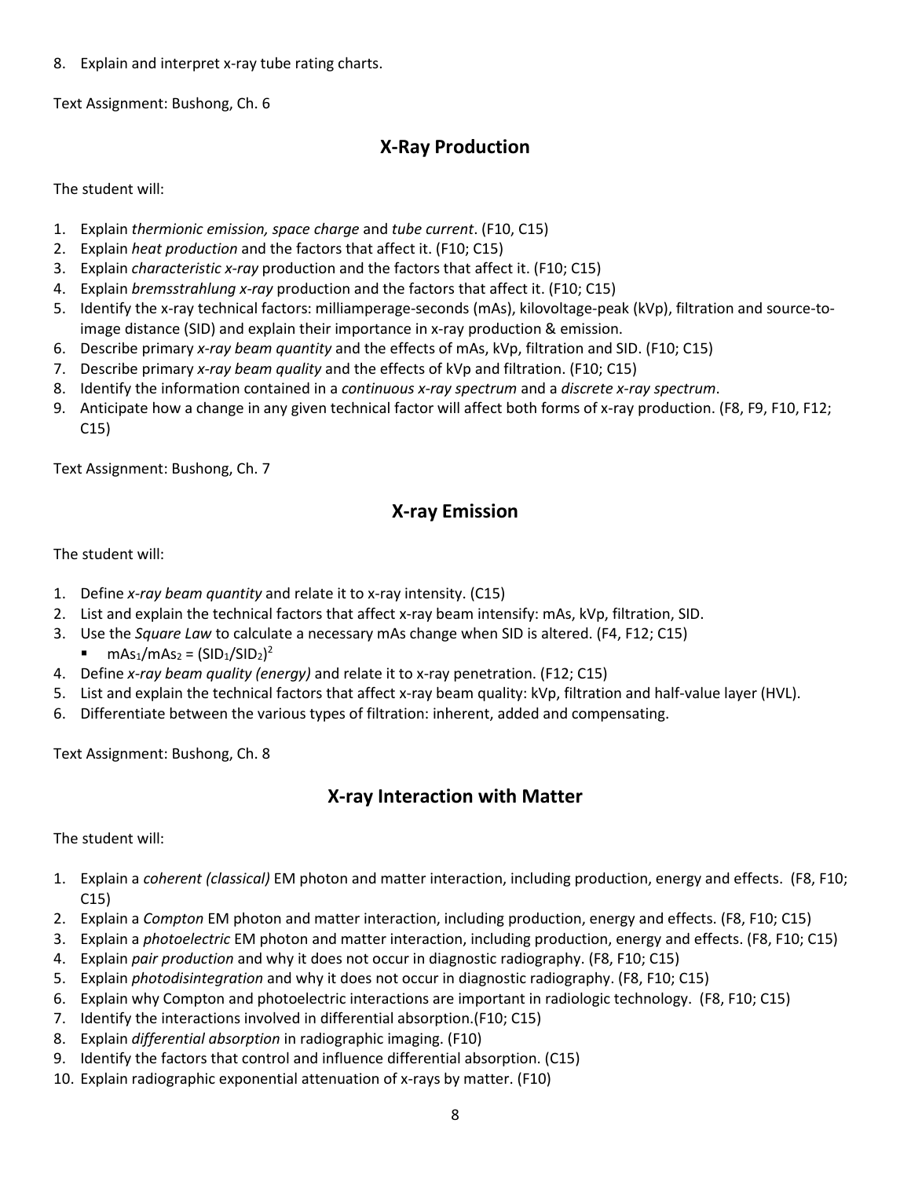8. Explain and interpret x-ray tube rating charts.

Text Assignment: Bushong, Ch. 6

## X-Ray Production

The student will:

1. Explain *thermionic emission, space charge* and *tube current*. (F10, C15)
2. Explain *heat production* and the factors that affect it. (F10; C15)
3. Explain *characteristic x-ray* production and the factors that affect it. (F10; C15)
4. Explain *bremsstrahlung x-ray* production and the factors that affect it. (F10; C15)
5. Identify the x-ray technical factors: milliamperage-seconds (mAs), kilovoltage-peak (kVp), filtration and source-to-image distance (SID) and explain their importance in x-ray production & emission.
6. Describe primary *x-ray beam quantity* and the effects of mAs, kVp, filtration and SID. (F10; C15)
7. Describe primary *x-ray beam quality* and the effects of kVp and filtration. (F10; C15)
8. Identify the information contained in a *continuous x-ray spectrum* and a *discrete x-ray spectrum*.
9. Anticipate how a change in any given technical factor will affect both forms of x-ray production. (F8, F9, F10, F12; C15)

Text Assignment: Bushong, Ch. 7

## X-ray Emission

The student will:

1. Define *x-ray beam quantity* and relate it to x-ray intensity. (C15)
2. List and explain the technical factors that affect x-ray beam intensify: mAs, kVp, filtration, SID.
3. Use the *Square Law* to calculate a necessary mAs change when SID is altered. (F4, F12; C15)
   - $mAs_1/mAs_2 = (SID_1/SID_2)^2$
4. Define *x-ray beam quality (energy)* and relate it to x-ray penetration. (F12; C15)
5. List and explain the technical factors that affect x-ray beam quality: kVp, filtration and half-value layer (HVL).
6. Differentiate between the various types of filtration: inherent, added and compensating.

Text Assignment: Bushong, Ch. 8

## X-ray Interaction with Matter

The student will:

1. Explain a *coherent (classical)* EM photon and matter interaction, including production, energy and effects. (F8, F10; C15)
2. Explain a *Compton* EM photon and matter interaction, including production, energy and effects. (F8, F10; C15)
3. Explain a *photoelectric* EM photon and matter interaction, including production, energy and effects. (F8, F10; C15)
4. Explain *pair production* and why it does not occur in diagnostic radiography. (F8, F10; C15)
5. Explain *photodisintegration* and why it does not occur in diagnostic radiography. (F8, F10; C15)
6. Explain why Compton and photoelectric interactions are important in radiologic technology. (F8, F10; C15)
7. Identify the interactions involved in differential absorption.(F10; C15)
8. Explain *differential absorption* in radiographic imaging. (F10)
9. Identify the factors that control and influence differential absorption. (C15)
10. Explain radiographic exponential attenuation of x-rays by matter. (F10)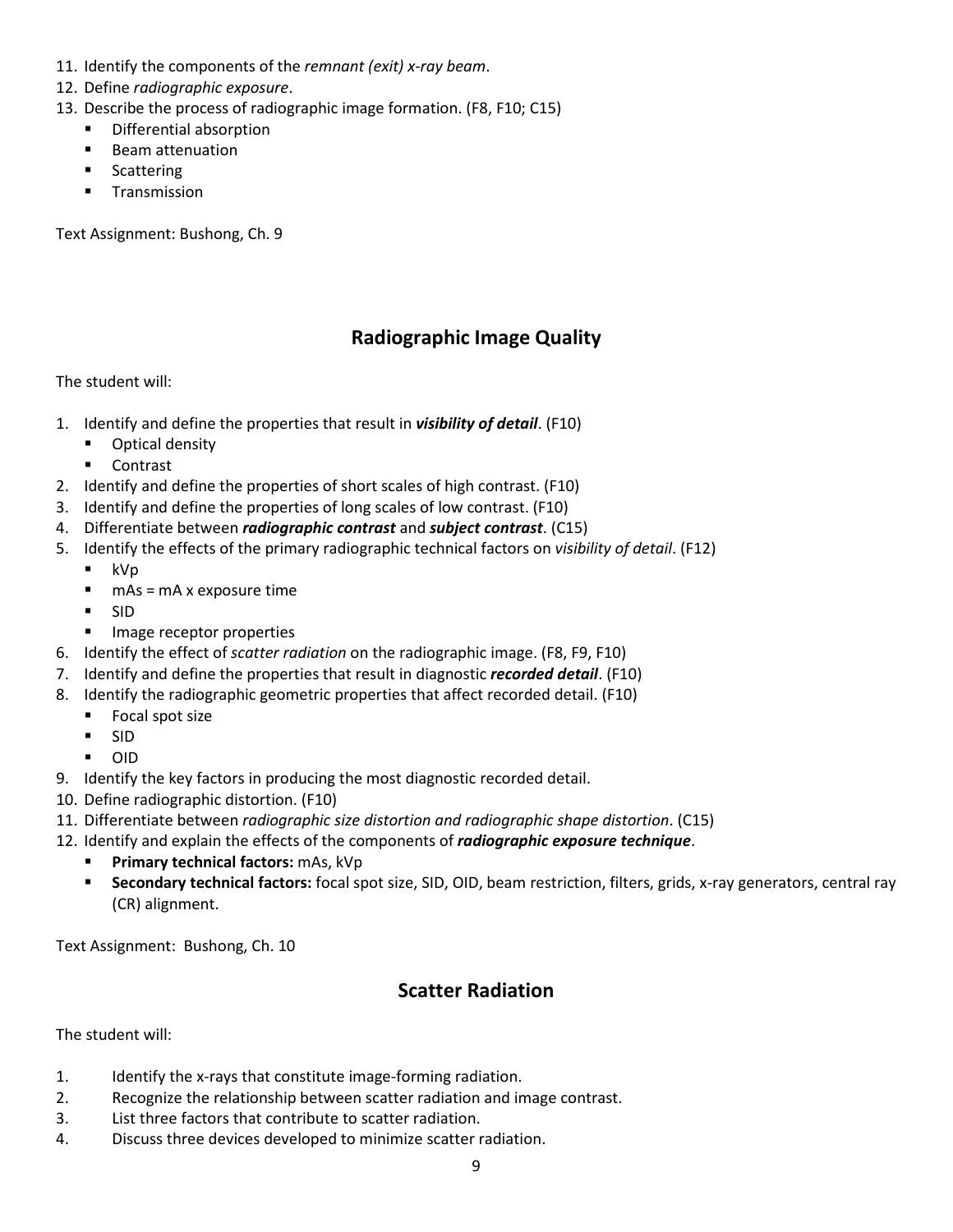11. Identify the components of the *remnant (exit) x-ray beam*.
12. Define *radiographic exposure*.
13. Describe the process of radiographic image formation. (F8, F10; C15)
    - Differential absorption
    - Beam attenuation
    - Scattering
    - Transmission

Text Assignment: Bushong, Ch. 9

## Radiographic Image Quality

The student will:

1. Identify and define the properties that result in ***visibility of detail***. (F10)
    - Optical density
    - Contrast
2. Identify and define the properties of short scales of high contrast. (F10)
3. Identify and define the properties of long scales of low contrast. (F10)
4. Differentiate between ***radiographic contrast*** and ***subject contrast***. (C15)
5. Identify the effects of the primary radiographic technical factors on *visibility of detail*. (F12)
    - kVp
    - mAs = mA x exposure time
    - SID
    - Image receptor properties
6. Identify the effect of *scatter radiation* on the radiographic image. (F8, F9, F10)
7. Identify and define the properties that result in diagnostic ***recorded detail***. (F10)
8. Identify the radiographic geometric properties that affect recorded detail. (F10)
    - Focal spot size
    - SID
    - OID
9. Identify the key factors in producing the most diagnostic recorded detail.
10. Define radiographic distortion. (F10)
11. Differentiate between *radiographic size distortion and radiographic shape distortion*. (C15)
12. Identify and explain the effects of the components of ***radiographic exposure technique***.
    - **Primary technical factors:** mAs, kVp
    - **Secondary technical factors:** focal spot size, SID, OID, beam restriction, filters, grids, x-ray generators, central ray (CR) alignment.

Text Assignment: Bushong, Ch. 10

## Scatter Radiation

The student will:

1. Identify the x-rays that constitute image-forming radiation.
2. Recognize the relationship between scatter radiation and image contrast.
3. List three factors that contribute to scatter radiation.
4. Discuss three devices developed to minimize scatter radiation.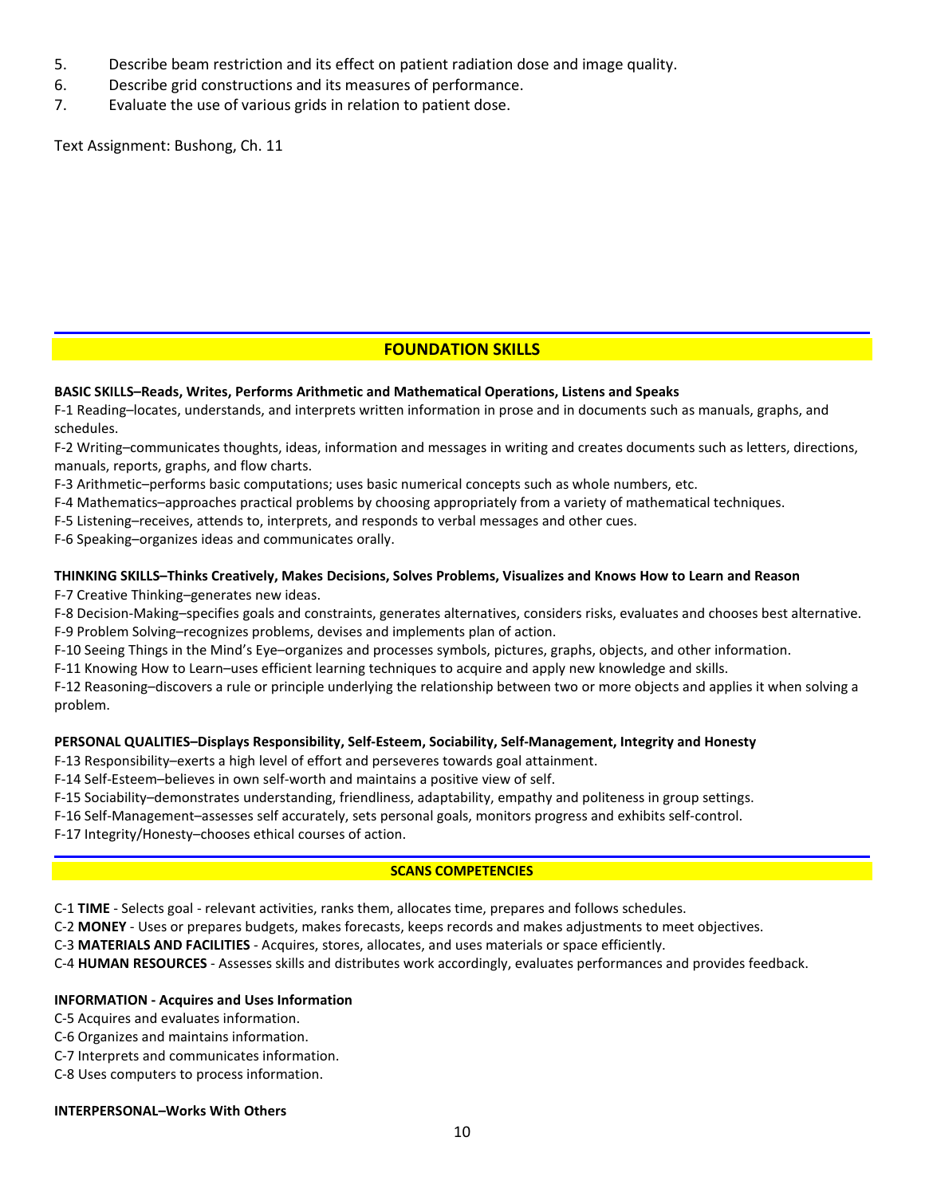5. Describe beam restriction and its effect on patient radiation dose and image quality.
6. Describe grid constructions and its measures of performance.
7. Evaluate the use of various grids in relation to patient dose.

Text Assignment: Bushong, Ch. 11

## FOUNDATION SKILLS

**BASIC SKILLS–Reads, Writes, Performs Arithmetic and Mathematical Operations, Listens and Speaks**

F-1 Reading–locates, understands, and interprets written information in prose and in documents such as manuals, graphs, and schedules.

F-2 Writing–communicates thoughts, ideas, information and messages in writing and creates documents such as letters, directions, manuals, reports, graphs, and flow charts.

F-3 Arithmetic–performs basic computations; uses basic numerical concepts such as whole numbers, etc.

F-4 Mathematics–approaches practical problems by choosing appropriately from a variety of mathematical techniques.

F-5 Listening–receives, attends to, interprets, and responds to verbal messages and other cues.

F-6 Speaking–organizes ideas and communicates orally.

**THINKING SKILLS–Thinks Creatively, Makes Decisions, Solves Problems, Visualizes and Knows How to Learn and Reason**

F-7 Creative Thinking–generates new ideas.

F-8 Decision-Making–specifies goals and constraints, generates alternatives, considers risks, evaluates and chooses best alternative.

F-9 Problem Solving–recognizes problems, devises and implements plan of action.

F-10 Seeing Things in the Mind's Eye–organizes and processes symbols, pictures, graphs, objects, and other information.

F-11 Knowing How to Learn–uses efficient learning techniques to acquire and apply new knowledge and skills.

F-12 Reasoning–discovers a rule or principle underlying the relationship between two or more objects and applies it when solving a problem.

**PERSONAL QUALITIES–Displays Responsibility, Self-Esteem, Sociability, Self-Management, Integrity and Honesty**

F-13 Responsibility–exerts a high level of effort and perseveres towards goal attainment.

F-14 Self-Esteem–believes in own self-worth and maintains a positive view of self.

F-15 Sociability–demonstrates understanding, friendliness, adaptability, empathy and politeness in group settings.

F-16 Self-Management–assesses self accurately, sets personal goals, monitors progress and exhibits self-control.

F-17 Integrity/Honesty–chooses ethical courses of action.

## SCANS COMPETENCIES

C-1 **TIME** - Selects goal - relevant activities, ranks them, allocates time, prepares and follows schedules.

C-2 **MONEY** - Uses or prepares budgets, makes forecasts, keeps records and makes adjustments to meet objectives.

C-3 **MATERIALS AND FACILITIES** - Acquires, stores, allocates, and uses materials or space efficiently.

C-4 **HUMAN RESOURCES** - Assesses skills and distributes work accordingly, evaluates performances and provides feedback.

**INFORMATION - Acquires and Uses Information**

C-5 Acquires and evaluates information.

C-6 Organizes and maintains information.

C-7 Interprets and communicates information.

C-8 Uses computers to process information.

**INTERPERSONAL–Works With Others**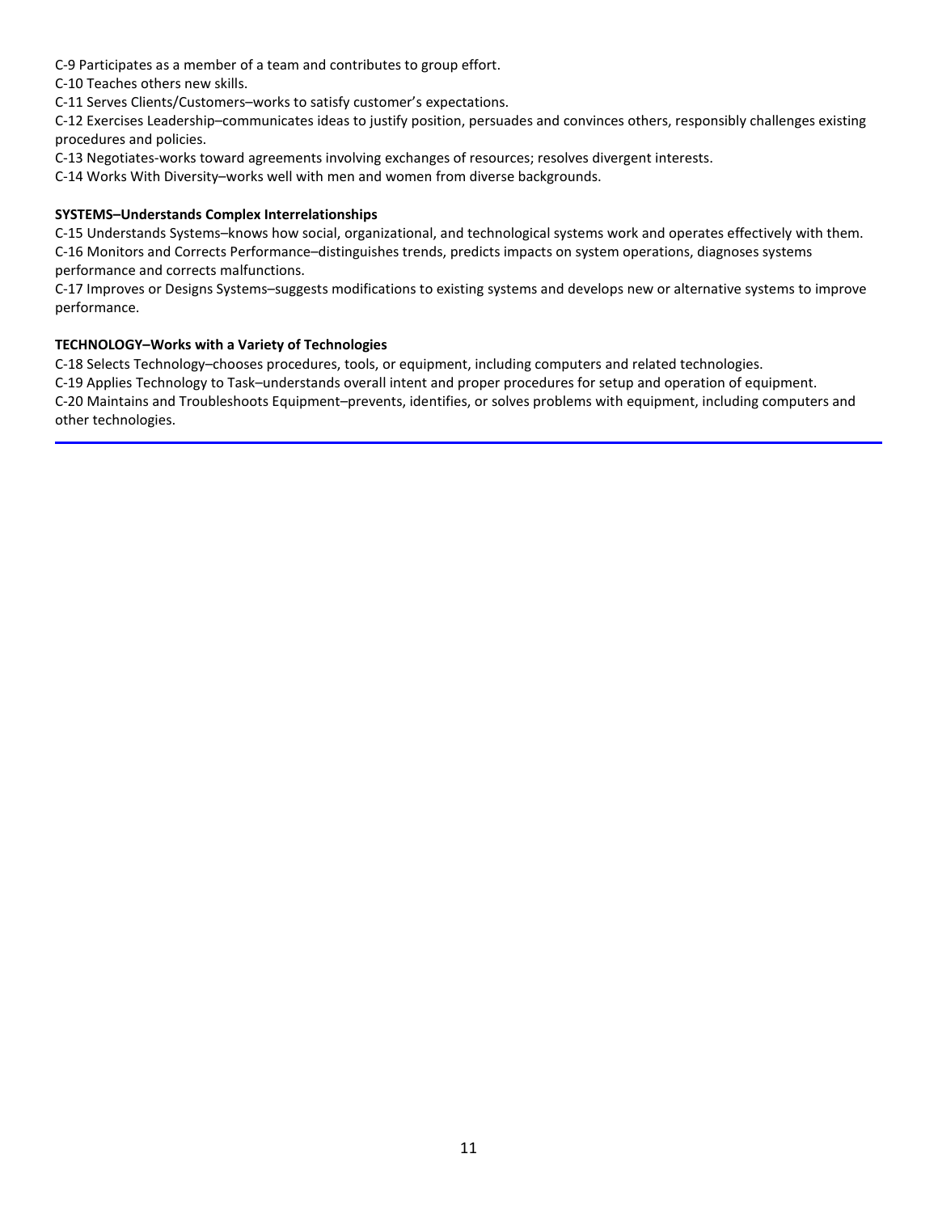C-9 Participates as a member of a team and contributes to group effort.

C-10 Teaches others new skills.

C-11 Serves Clients/Customers–works to satisfy customer's expectations.

C-12 Exercises Leadership–communicates ideas to justify position, persuades and convinces others, responsibly challenges existing procedures and policies.

C-13 Negotiates-works toward agreements involving exchanges of resources; resolves divergent interests.

C-14 Works With Diversity–works well with men and women from diverse backgrounds.

**SYSTEMS–Understands Complex Interrelationships**

C-15 Understands Systems–knows how social, organizational, and technological systems work and operates effectively with them.

C-16 Monitors and Corrects Performance–distinguishes trends, predicts impacts on system operations, diagnoses systems performance and corrects malfunctions.

C-17 Improves or Designs Systems–suggests modifications to existing systems and develops new or alternative systems to improve performance.

**TECHNOLOGY–Works with a Variety of Technologies**

C-18 Selects Technology–chooses procedures, tools, or equipment, including computers and related technologies.

C-19 Applies Technology to Task–understands overall intent and proper procedures for setup and operation of equipment.

C-20 Maintains and Troubleshoots Equipment–prevents, identifies, or solves problems with equipment, including computers and other technologies.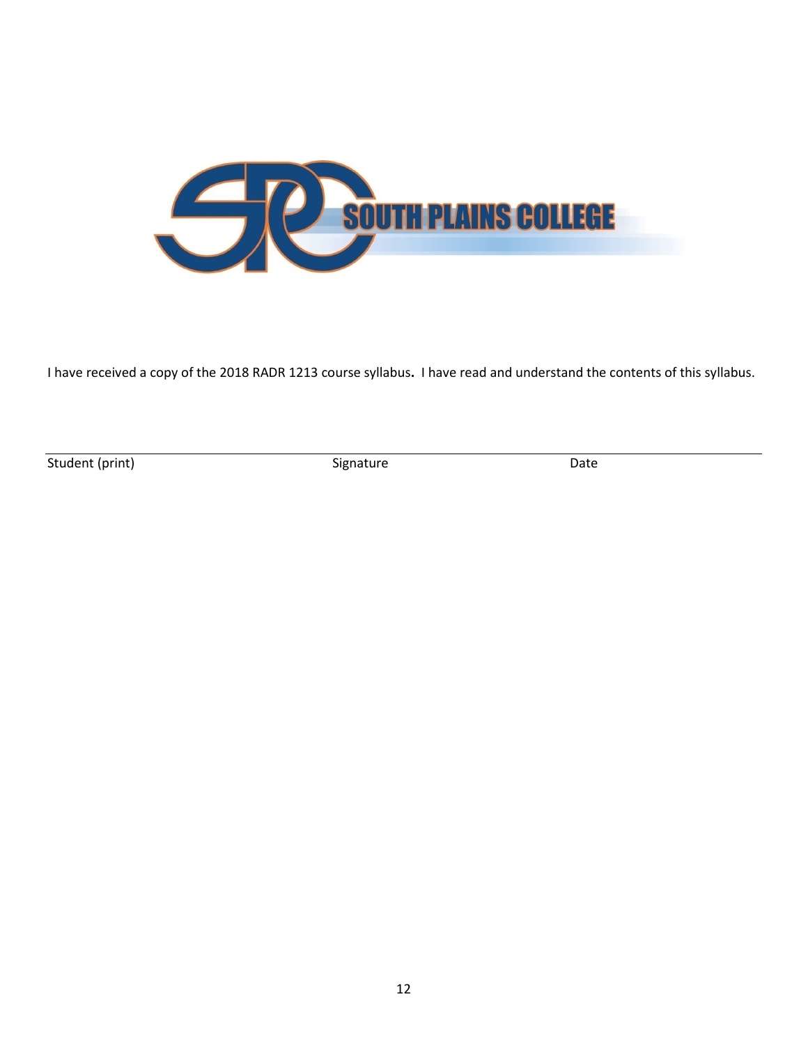SOUTH PLAINS COLLEGE

I have received a copy of the 2018 RADR 1213 course syllabus. I have read and understand the contents of this syllabus.

| Student (print) | Signature | Date |
| --- | --- | --- |